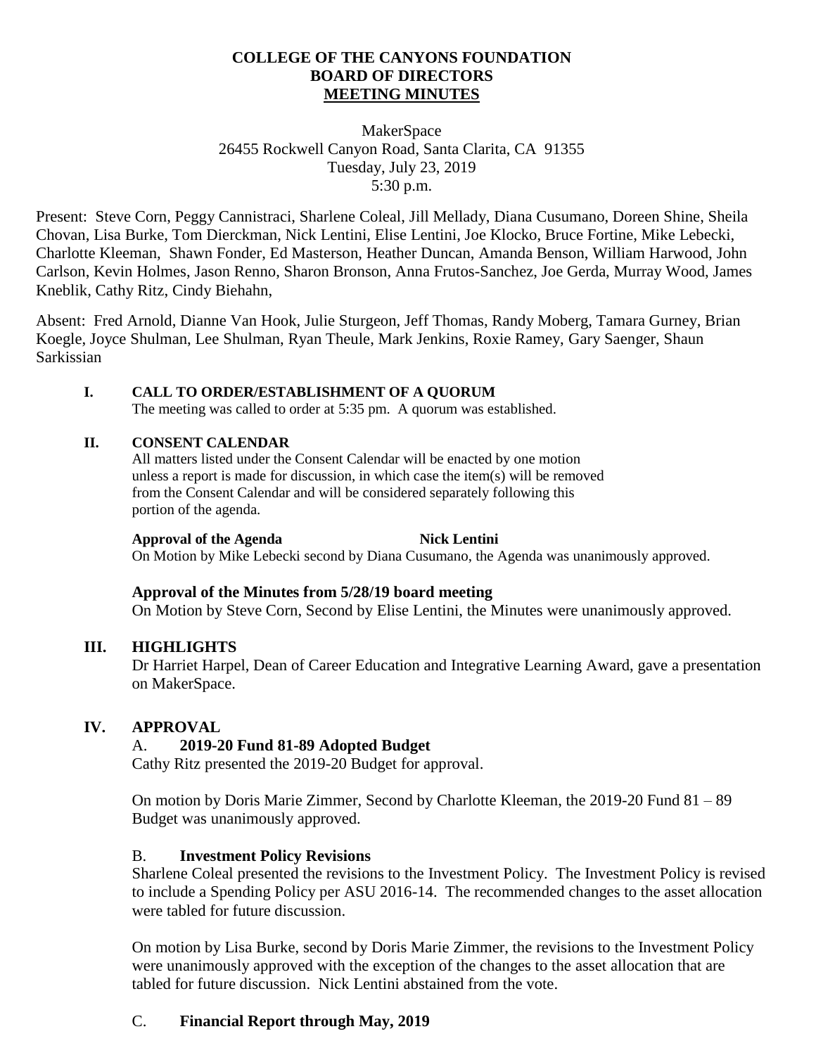# COLLEGE OF THE CANYONS FOUNDATION
## BOARD OF DIRECTORS
## MEETING MINUTES

MakerSpace
26455 Rockwell Canyon Road, Santa Clarita, CA 91355
Tuesday, July 23, 2019
5:30 p.m.

Present: Steve Corn, Peggy Cannistraci, Sharlene Coleal, Jill Mellady, Diana Cusumano, Doreen Shine, Sheila Chovan, Lisa Burke, Tom Dierckman, Nick Lentini, Elise Lentini, Joe Klocko, Bruce Fortine, Mike Lebecki, Charlotte Kleeman, Shawn Fonder, Ed Masterson, Heather Duncan, Amanda Benson, William Harwood, John Carlson, Kevin Holmes, Jason Renno, Sharon Bronson, Anna Frutos-Sanchez, Joe Gerda, Murray Wood, James Kneblik, Cathy Ritz, Cindy Biehahn,

Absent: Fred Arnold, Dianne Van Hook, Julie Sturgeon, Jeff Thomas, Randy Moberg, Tamara Gurney, Brian Koegle, Joyce Shulman, Lee Shulman, Ryan Theule, Mark Jenkins, Roxie Ramey, Gary Saenger, Shaun Sarkissian

### I. CALL TO ORDER/ESTABLISHMENT OF A QUORUM

The meeting was called to order at 5:35 pm. A quorum was established.

### II. CONSENT CALENDAR

All matters listed under the Consent Calendar will be enacted by one motion unless a report is made for discussion, in which case the item(s) will be removed from the Consent Calendar and will be considered separately following this portion of the agenda.

**Approval of the Agenda** **Nick Lentini**
On Motion by Mike Lebecki second by Diana Cusumano, the Agenda was unanimously approved.

**Approval of the Minutes from 5/28/19 board meeting**
On Motion by Steve Corn, Second by Elise Lentini, the Minutes were unanimously approved.

### III. HIGHLIGHTS

Dr Harriet Harpel, Dean of Career Education and Integrative Learning Award, gave a presentation on MakerSpace.

### IV. APPROVAL

A. **2019-20 Fund 81-89 Adopted Budget**

Cathy Ritz presented the 2019-20 Budget for approval.

On motion by Doris Marie Zimmer, Second by Charlotte Kleeman, the 2019-20 Fund 81 – 89 Budget was unanimously approved.

B. **Investment Policy Revisions**

Sharlene Coleal presented the revisions to the Investment Policy. The Investment Policy is revised to include a Spending Policy per ASU 2016-14. The recommended changes to the asset allocation were tabled for future discussion.

On motion by Lisa Burke, second by Doris Marie Zimmer, the revisions to the Investment Policy were unanimously approved with the exception of the changes to the asset allocation that are tabled for future discussion. Nick Lentini abstained from the vote.

C. **Financial Report through May, 2019**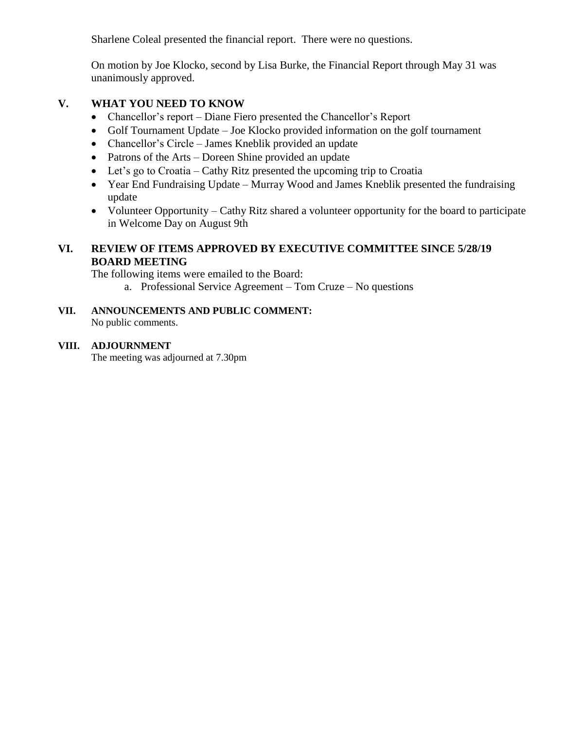Sharlene Coleal presented the financial report. There were no questions.

On motion by Joe Klocko, second by Lisa Burke, the Financial Report through May 31 was unanimously approved.

## V. WHAT YOU NEED TO KNOW

- Chancellor's report – Diane Fiero presented the Chancellor's Report
- Golf Tournament Update – Joe Klocko provided information on the golf tournament
- Chancellor's Circle – James Kneblik provided an update
- Patrons of the Arts – Doreen Shine provided an update
- Let's go to Croatia – Cathy Ritz presented the upcoming trip to Croatia
- Year End Fundraising Update – Murray Wood and James Kneblik presented the fundraising update
- Volunteer Opportunity – Cathy Ritz shared a volunteer opportunity for the board to participate in Welcome Day on August 9th

## VI. REVIEW OF ITEMS APPROVED BY EXECUTIVE COMMITTEE SINCE 5/28/19 BOARD MEETING

The following items were emailed to the Board:

a. Professional Service Agreement – Tom Cruze – No questions

## VII. ANNOUNCEMENTS AND PUBLIC COMMENT:

No public comments.

## VIII. ADJOURNMENT

The meeting was adjourned at 7.30pm